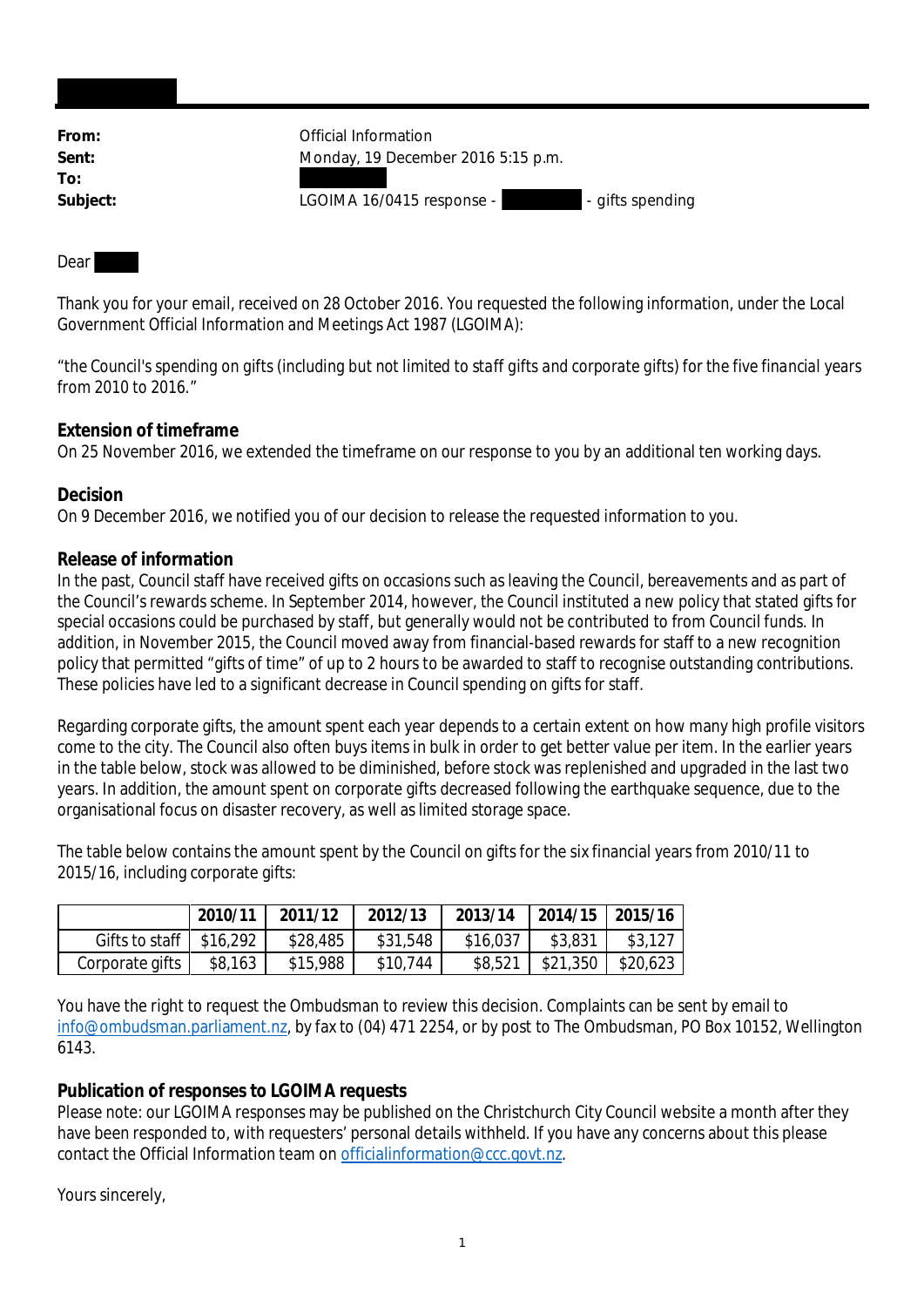|  |  |
|---|---|
| **From:** | Official Information |
| **Sent:** | Monday, 19 December 2016 5:15 p.m. |
| **To:** |  |
| **Subject:** | LGOIMA 16/0415 response - - gifts spending |

Dear

Thank you for your email, received on 28 October 2016. You requested the following information, under the Local Government Official Information and Meetings Act 1987 (LGOIMA):

*"the Council's spending on gifts (including but not limited to staff gifts and corporate gifts) for the five financial years from 2010 to 2016."*

**Extension of timeframe**
On 25 November 2016, we extended the timeframe on our response to you by an additional ten working days.

**Decision**
On 9 December 2016, we notified you of our decision to release the requested information to you.

**Release of information**
In the past, Council staff have received gifts on occasions such as leaving the Council, bereavements and as part of the Council's rewards scheme. In September 2014, however, the Council instituted a new policy that stated gifts for special occasions could be purchased by staff, but generally would not be contributed to from Council funds. In addition, in November 2015, the Council moved away from financial-based rewards for staff to a new recognition policy that permitted "gifts of time" of up to 2 hours to be awarded to staff to recognise outstanding contributions. These policies have led to a significant decrease in Council spending on gifts for staff.

Regarding corporate gifts, the amount spent each year depends to a certain extent on how many high profile visitors come to the city. The Council also often buys items in bulk in order to get better value per item. In the earlier years in the table below, stock was allowed to be diminished, before stock was replenished and upgraded in the last two years. In addition, the amount spent on corporate gifts decreased following the earthquake sequence, due to the organisational focus on disaster recovery, as well as limited storage space.

The table below contains the amount spent by the Council on gifts for the six financial years from 2010/11 to 2015/16, including corporate gifts:

|  | 2010/11 | 2011/12 | 2012/13 | 2013/14 | 2014/15 | 2015/16 |
|---|---|---|---|---|---|---|
| Gifts to staff | $16,292 | $28,485 | $31,548 | $16,037 | $3,831 | $3,127 |
| Corporate gifts | $8,163 | $15,988 | $10,744 | $8,521 | $21,350 | $20,623 |

You have the right to request the Ombudsman to review this decision. Complaints can be sent by email to info@ombudsman.parliament.nz, by fax to (04) 471 2254, or by post to The Ombudsman, PO Box 10152, Wellington 6143.

**Publication of responses to LGOIMA requests**
Please note: our LGOIMA responses may be published on the Christchurch City Council website a month after they have been responded to, with requesters' personal details withheld. If you have any concerns about this please contact the Official Information team on officialinformation@ccc.govt.nz.

Yours sincerely,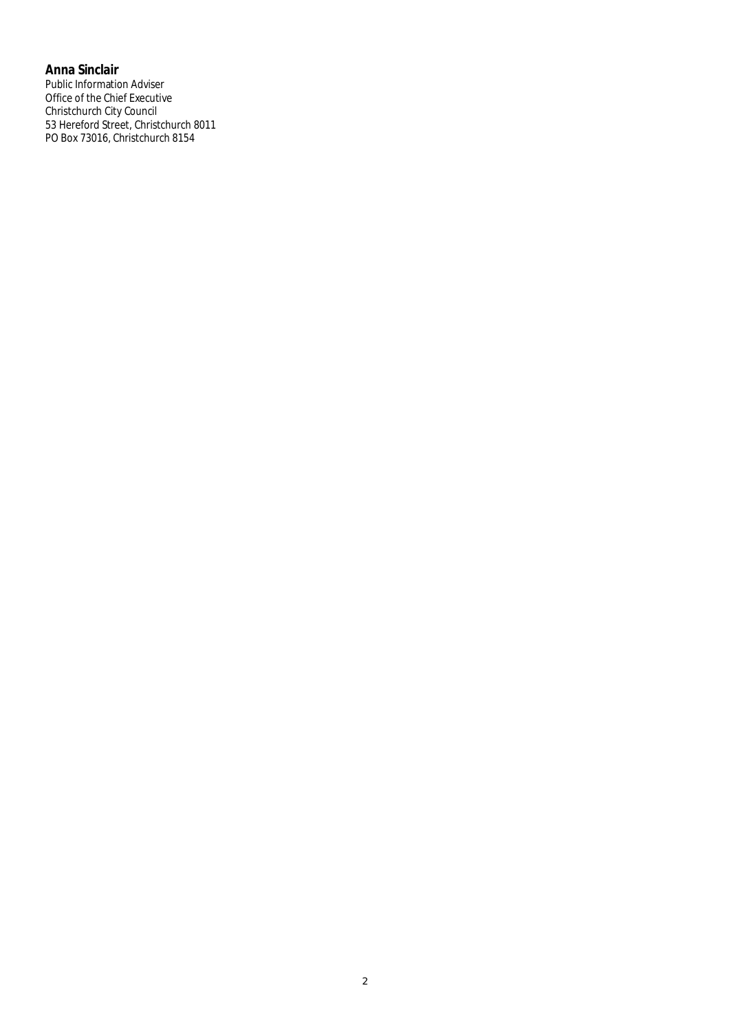**Anna Sinclair**
Public Information Adviser
Office of the Chief Executive
Christchurch City Council
53 Hereford Street, Christchurch 8011
PO Box 73016, Christchurch 8154